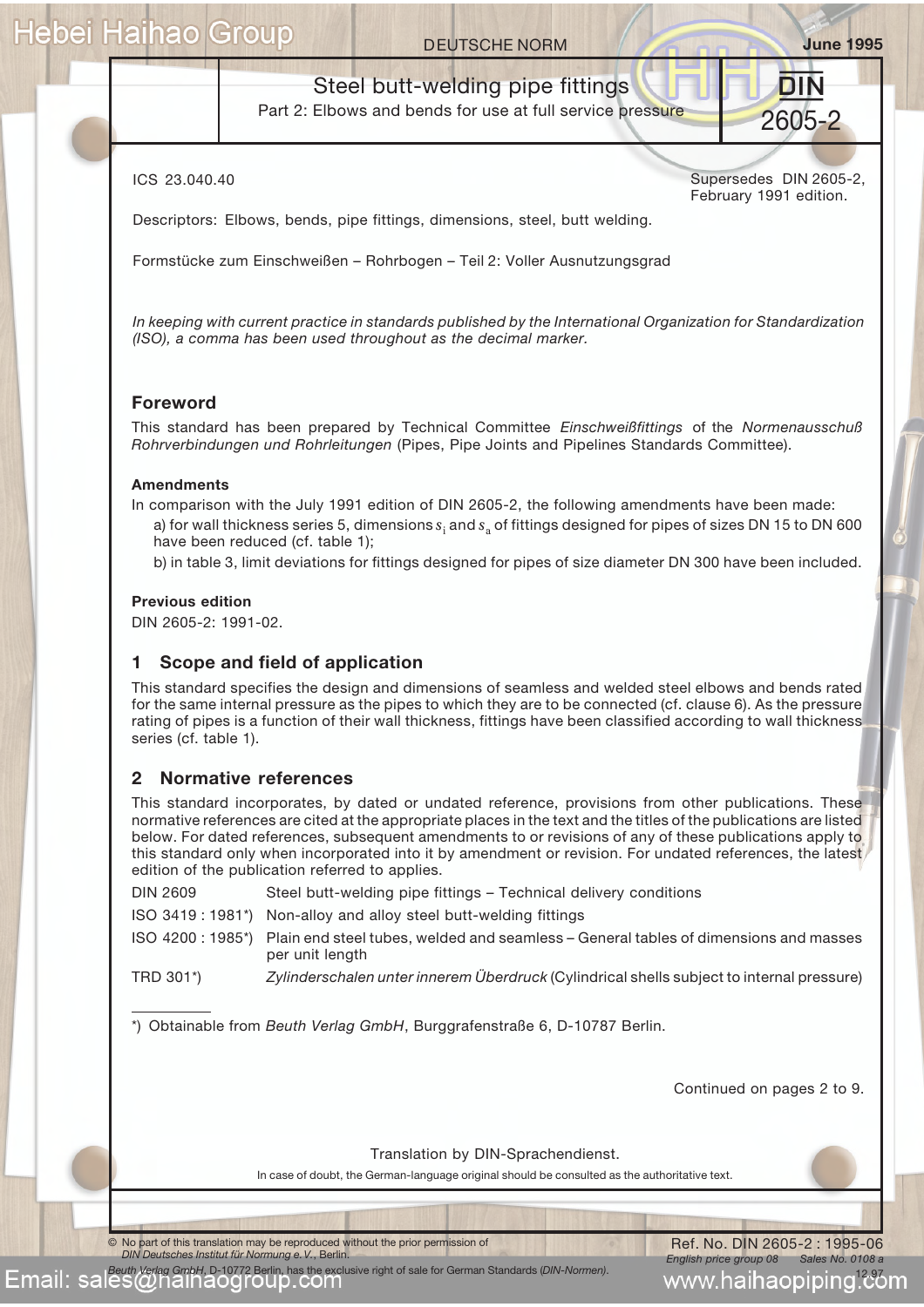DEUTSCHE NORM

June 1995

# Steel butt-welding pipe fittings

Part 2: Elbows and bends for use at full service pressure

**DIN 2605-2**

ICS 23.040.40

Supersedes DIN 2605-2, February 1991 edition.

Descriptors: Elbows, bends, pipe fittings, dimensions, steel, butt welding.

Formstücke zum Einschweißen – Rohrbogen – Teil 2: Voller Ausnutzungsgrad

*In keeping with current practice in standards published by the International Organization for Standardization (ISO), a comma has been used throughout as the decimal marker.*

## Foreword

This standard has been prepared by Technical Committee *Einschweißfittings* of the *Normenausschuß Rohrverbindungen und Rohrleitungen* (Pipes, Pipe Joints and Pipelines Standards Committee).

### Amendments

In comparison with the July 1991 edition of DIN 2605-2, the following amendments have been made:

a) for wall thickness series 5, dimensions $s_i$ and $s_a$ of fittings designed for pipes of sizes DN 15 to DN 600 have been reduced (cf. table 1);

b) in table 3, limit deviations for fittings designed for pipes of size diameter DN 300 have been included.

### Previous edition

DIN 2605-2: 1991-02.

## 1 Scope and field of application

This standard specifies the design and dimensions of seamless and welded steel elbows and bends rated for the same internal pressure as the pipes to which they are to be connected (cf. clause 6). As the pressure rating of pipes is a function of their wall thickness, fittings have been classified according to wall thickness series (cf. table 1).

## 2 Normative references

This standard incorporates, by dated or undated reference, provisions from other publications. These normative references are cited at the appropriate places in the text and the titles of the publications are listed below. For dated references, subsequent amendments to or revisions of any of these publications apply to this standard only when incorporated into it by amendment or revision. For undated references, the latest edition of the publication referred to applies.

| | |
|---|---|
| DIN 2609 | Steel butt-welding pipe fittings – Technical delivery conditions |
| ISO 3419 : 1981*) | Non-alloy and alloy steel butt-welding fittings |
| ISO 4200 : 1985*) | Plain end steel tubes, welded and seamless – General tables of dimensions and masses per unit length |
| TRD 301*) | *Zylinderschalen unter innerem Überdruck* (Cylindrical shells subject to internal pressure) |

*) Obtainable from *Beuth Verlag GmbH*, Burggrafenstraße 6, D-10787 Berlin.

Continued on pages 2 to 9.

Translation by DIN-Sprachendienst.

In case of doubt, the German-language original should be consulted as the authoritative text.

© No part of this translation may be reproduced without the prior permission of *DIN Deutsches Institut für Normung e. V.*, Berlin. *Beuth Verlag GmbH*, D-10772 Berlin, has the exclusive right of sale for German Standards (*DIN-Normen*).

Ref. No. DIN 2605-2 : 1995-06

English price group 08 Sales No. 0108 a

12.97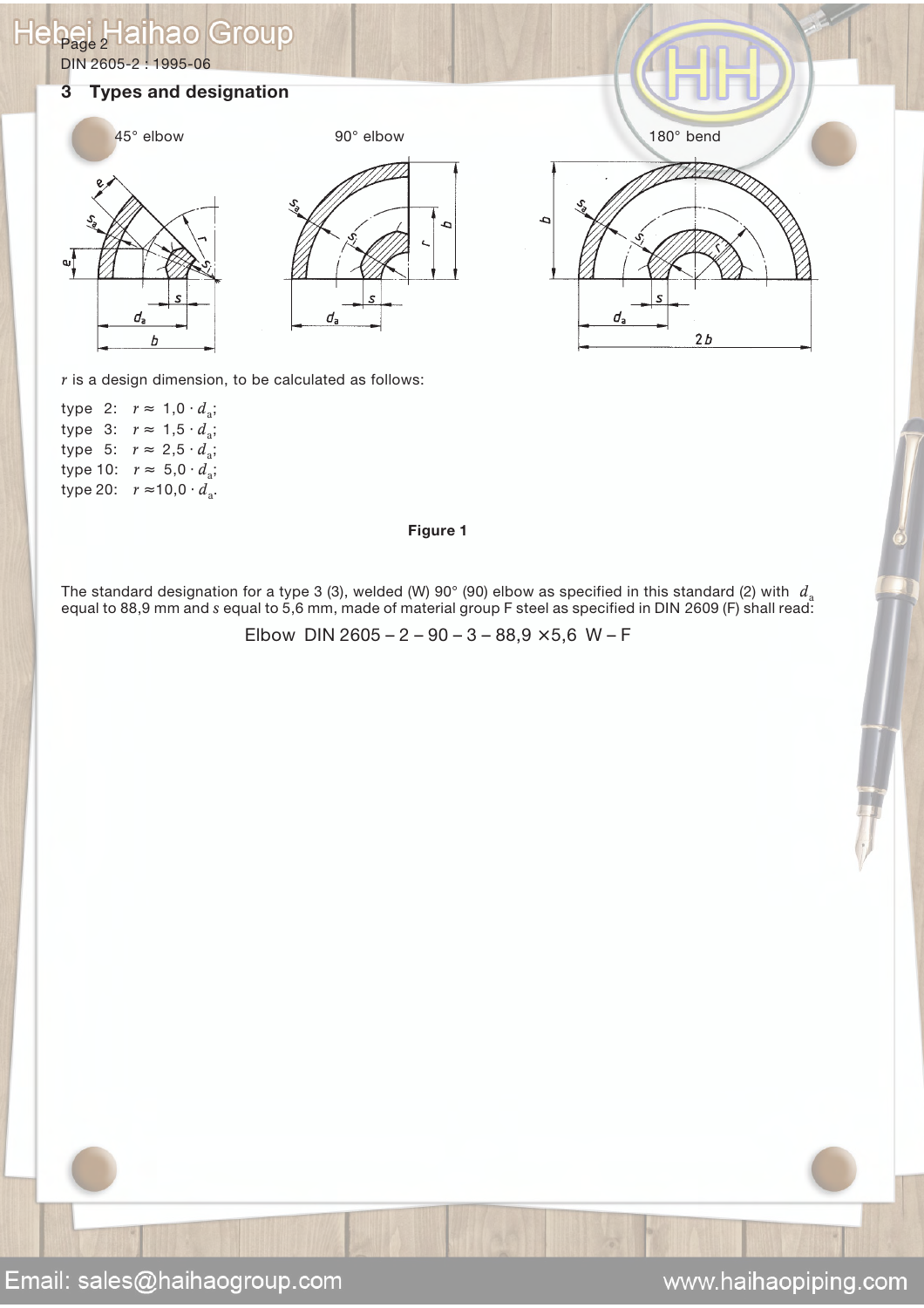## 3 Types and designation

45° elbow 90° elbow 180° bend

$r$ is a design dimension, to be calculated as follows:

type 2: $r \approx 1{,}0 \cdot d_a$;
type 3: $r \approx 1{,}5 \cdot d_a$;
type 5: $r \approx 2{,}5 \cdot d_a$;
type 10: $r \approx 5{,}0 \cdot d_a$;
type 20: $r \approx 10{,}0 \cdot d_a$.

**Figure 1**

The standard designation for a type 3 (3), welded (W) 90° (90) elbow as specified in this standard (2) with $d_a$ equal to 88,9 mm and $s$ equal to 5,6 mm, made of material group F steel as specified in DIN 2609 (F) shall read:

Elbow DIN 2605 – 2 – 90 – 3 – 88,9 ×5,6 W – F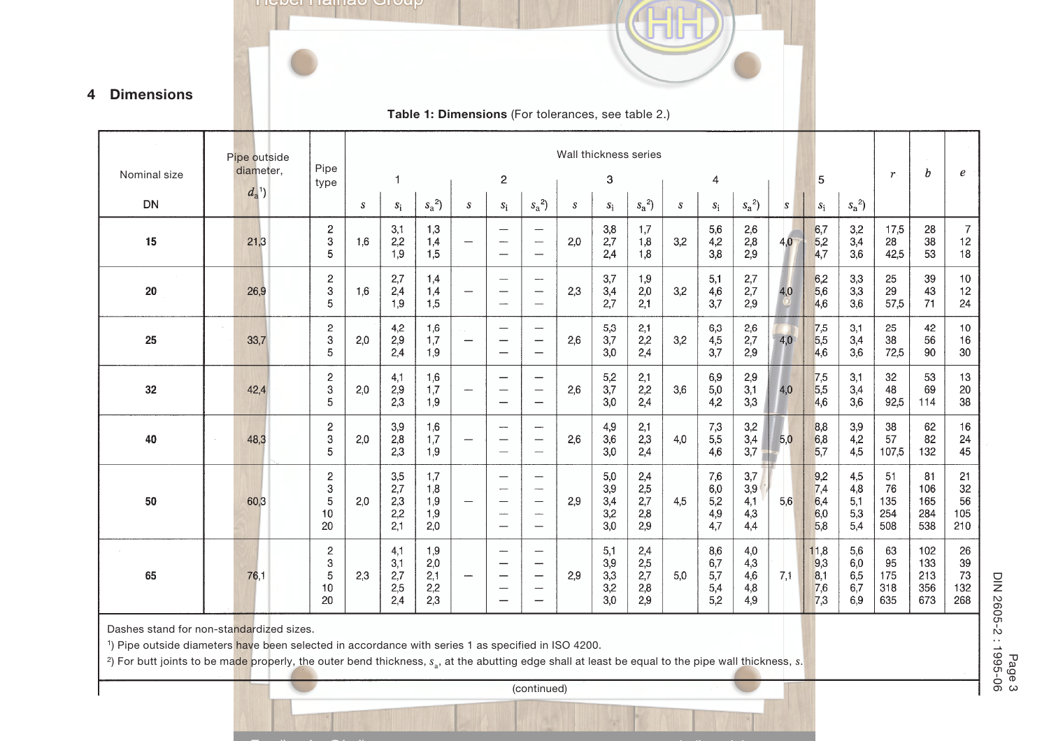## 4 Dimensions

**Table 1: Dimensions** (For tolerances, see table 2.)

| Nominal size DN | Pipe outside diameter, $d_a$ [1] | Pipe type | Wall thickness series 1 $s$ | | | 2 $s$ | | | 3 $s$ | | | 4 $s$ | | | 5 $s$ | | | $r$ | $b$ | $e$ |
|---|---|---|---|---|---|---|---|---|---|---|---|---|---|---|---|---|---|---|---|---|
| | | | $s$ | $s_i$ | $s_a$ [2] | $s$ | $s_i$ | $s_a$ [2] | $s$ | $s_i$ | $s_a$ [2] | $s$ | $s_i$ | $s_a$ [2] | $s$ | $s_i$ | $s_a$ [2] | | | |
| 15 | 21,3 | 2 | 1,6 | 3,1 | 1,3 | — | — | — | 2,0 | 3,8 | 1,7 | 3,2 | 5,6 | 2,6 | 4,0 | 6,7 | 3,2 | 17,5 | 28 | 7 |
| | | 3 | | 2,2 | 1,4 | | — | — | | 2,7 | 1,8 | | 4,2 | 2,8 | | 5,2 | 3,4 | 28 | 38 | 12 |
| | | 5 | | 1,9 | 1,5 | | — | — | | 2,4 | 1,8 | | 3,8 | 2,9 | | 4,7 | 3,6 | 42,5 | 53 | 18 |
| 20 | 26,9 | 2 | 1,6 | 2,7 | 1,4 | — | — | — | 2,3 | 3,7 | 1,9 | 3,2 | 5,1 | 2,7 | 4,0 | 6,2 | 3,3 | 25 | 39 | 10 |
| | | 3 | | 2,4 | 1,4 | | — | — | | 3,4 | 2,0 | | 4,6 | 2,7 | | 5,6 | 3,3 | 29 | 43 | 12 |
| | | 5 | | 1,9 | 1,5 | | — | — | | 2,7 | 2,1 | | 3,7 | 2,9 | | 4,6 | 3,6 | 57,5 | 71 | 24 |
| 25 | 33,7 | 2 | 2,0 | 4,2 | 1,6 | — | — | — | 2,6 | 5,3 | 2,1 | 3,2 | 6,3 | 2,6 | 4,0 | 7,5 | 3,1 | 25 | 42 | 10 |
| | | 3 | | 2,9 | 1,7 | | — | — | | 3,7 | 2,2 | | 4,5 | 2,7 | | 5,5 | 3,4 | 38 | 56 | 16 |
| | | 5 | | 2,4 | 1,9 | | — | — | | 3,0 | 2,4 | | 3,7 | 2,9 | | 4,6 | 3,6 | 72,5 | 90 | 30 |
| 32 | 42,4 | 2 | 2,0 | 4,1 | 1,6 | — | — | — | 2,6 | 5,2 | 2,1 | 3,6 | 6,9 | 2,9 | 4,0 | 7,5 | 3,1 | 32 | 53 | 13 |
| | | 3 | | 2,9 | 1,7 | | — | — | | 3,7 | 2,2 | | 5,0 | 3,1 | | 5,5 | 3,4 | 48 | 69 | 20 |
| | | 5 | | 2,3 | 1,9 | | — | — | | 3,0 | 2,4 | | 4,2 | 3,3 | | 4,6 | 3,6 | 92,5 | 114 | 38 |
| 40 | 48,3 | 2 | 2,0 | 3,9 | 1,6 | — | — | — | 2,6 | 4,9 | 2,1 | 4,0 | 7,3 | 3,2 | 5,0 | 8,8 | 3,9 | 38 | 62 | 16 |
| | | 3 | | 2,8 | 1,7 | | — | — | | 3,6 | 2,3 | | 5,5 | 3,4 | | 6,8 | 4,2 | 57 | 82 | 24 |
| | | 5 | | 2,3 | 1,9 | | — | — | | 3,0 | 2,4 | | 4,6 | 3,7 | | 5,7 | 4,5 | 107,5 | 132 | 45 |
| 50 | 60,3 | 2 | 2,0 | 3,5 | 1,7 | — | — | — | 2,9 | 5,0 | 2,4 | 4,5 | 7,6 | 3,7 | 5,6 | 9,2 | 4,5 | 51 | 81 | 21 |
| | | 3 | | 2,7 | 1,8 | | — | — | | 3,9 | 2,5 | | 6,0 | 3,9 | | 7,4 | 4,8 | 76 | 106 | 32 |
| | | 5 | | 2,3 | 1,9 | | — | — | | 3,4 | 2,7 | | 5,2 | 4,1 | | 6,4 | 5,1 | 135 | 165 | 56 |
| | | 10 | | 2,2 | 1,9 | | — | — | | 3,2 | 2,8 | | 4,9 | 4,3 | | 6,0 | 5,3 | 254 | 284 | 105 |
| | | 20 | | 2,1 | 2,0 | | — | — | | 3,0 | 2,9 | | 4,7 | 4,4 | | 5,8 | 5,4 | 508 | 538 | 210 |
| 65 | 76,1 | 2 | 2,3 | 4,1 | 1,9 | — | — | — | 2,9 | 5,1 | 2,4 | 5,0 | 8,6 | 4,0 | 7,1 | 11,8 | 5,6 | 63 | 102 | 26 |
| | | 3 | | 3,1 | 2,0 | | — | — | | 3,9 | 2,5 | | 6,7 | 4,3 | | 9,3 | 6,0 | 95 | 133 | 39 |
| | | 5 | | 2,7 | 2,1 | | — | — | | 3,3 | 2,7 | | 5,7 | 4,6 | | 8,1 | 6,5 | 175 | 213 | 73 |
| | | 10 | | 2,5 | 2,2 | | — | — | | 3,2 | 2,8 | | 5,4 | 4,8 | | 7,6 | 6,7 | 318 | 356 | 132 |
| | | 20 | | 2,4 | 2,3 | | — | — | | 3,0 | 2,9 | | 5,2 | 4,9 | | 7,3 | 6,9 | 635 | 673 | 268 |

Dashes stand for non-standardized sizes.

[1]) Pipe outside diameters have been selected in accordance with series 1 as specified in ISO 4200.

[2]) For butt joints to be made properly, the outer bend thickness, $s_a$, at the abutting edge shall at least be equal to the pipe wall thickness, $s$.

(continued)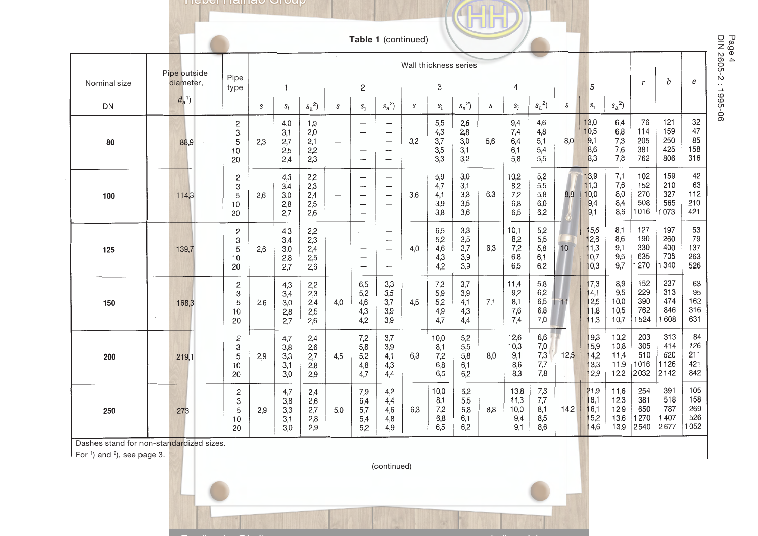**Table 1** (continued)

| Nominal size DN | Pipe outside diameter, $d_a$ [1] | Pipe type | Wall thickness series 1 | | | 2 | | | 3 | | | 4 | | | 5 | | | $r$ | $b$ | $e$ |
|---|---|---|---|---|---|---|---|---|---|---|---|---|---|---|---|---|---|---|---|---|
| | | | $s$ | $s_i$ | $s_a$ [2] | $s$ | $s_i$ | $s_a$ [2] | $s$ | $s_i$ | $s_a$ [2] | $s$ | $s_i$ | $s_a$ [2] | $s$ | $s_i$ | $s_a$ [2] | | | |
| 80 | 88,9 | 2 | 2,3 | 4,0 | 1,9 | — | — | — | 3,2 | 5,5 | 2,6 | 5,6 | 9,4 | 4,6 | 8,0 | 13,0 | 6,4 | 76 | 121 | 32 |
| | | 3 | | 3,1 | 2,0 | | — | — | | 4,3 | 2,8 | | 7,4 | 4,8 | | 10,5 | 6,8 | 114 | 159 | 47 |
| | | 5 | | 2,7 | 2,1 | | — | — | | 3,7 | 3,0 | | 6,4 | 5,1 | | 9,1 | 7,3 | 205 | 250 | 85 |
| | | 10 | | 2,5 | 2,2 | | — | — | | 3,5 | 3,1 | | 6,1 | 5,4 | | 8,6 | 7,6 | 381 | 425 | 158 |
| | | 20 | | 2,4 | 2,3 | | — | — | | 3,3 | 3,2 | | 5,8 | 5,5 | | 8,3 | 7,8 | 762 | 806 | 316 |
| 100 | 114,3 | 2 | 2,6 | 4,3 | 2,2 | — | — | — | 3,6 | 5,9 | 3,0 | 6,3 | 10,2 | 5,2 | 8,8 | 13,9 | 7,1 | 102 | 159 | 42 |
| | | 3 | | 3,4 | 2,3 | | — | — | | 4,7 | 3,1 | | 8,2 | 5,5 | | 11,3 | 7,6 | 152 | 210 | 63 |
| | | 5 | | 3,0 | 2,4 | | — | — | | 4,1 | 3,3 | | 7,2 | 5,8 | | 10,0 | 8,0 | 270 | 327 | 112 |
| | | 10 | | 2,8 | 2,5 | | — | — | | 3,9 | 3,5 | | 6,8 | 6,0 | | 9,4 | 8,4 | 508 | 565 | 210 |
| | | 20 | | 2,7 | 2,6 | | — | — | | 3,8 | 3,6 | | 6,5 | 6,2 | | 9,1 | 8,6 | 1016 | 1073 | 421 |
| 125 | 139,7 | 2 | 2,6 | 4,3 | 2,2 | — | — | — | 4,0 | 6,5 | 3,3 | 6,3 | 10,1 | 5,2 | 10 | 15,6 | 8,1 | 127 | 197 | 53 |
| | | 3 | | 3,4 | 2,3 | | — | — | | 5,2 | 3,5 | | 8,2 | 5,5 | | 12,8 | 8,6 | 190 | 260 | 79 |
| | | 5 | | 3,0 | 2,4 | | — | — | | 4,6 | 3,7 | | 7,2 | 5,8 | | 11,3 | 9,1 | 330 | 400 | 137 |
| | | 10 | | 2,8 | 2,5 | | — | — | | 4,3 | 3,9 | | 6,8 | 6,1 | | 10,7 | 9,5 | 635 | 705 | 263 |
| | | 20 | | 2,7 | 2,6 | | — | — | | 4,2 | 3,9 | | 6,5 | 6,2 | | 10,3 | 9,7 | 1270 | 1340 | 526 |
| 150 | 168,3 | 2 | 2,6 | 4,3 | 2,2 | 4,0 | 6,5 | 3,3 | 4,5 | 7,3 | 3,7 | 7,1 | 11,4 | 5,8 | 11 | 17,3 | 8,9 | 152 | 237 | 63 |
| | | 3 | | 3,4 | 2,3 | | 5,2 | 3,5 | | 5,9 | 3,9 | | 9,2 | 6,2 | | 14,1 | 9,5 | 229 | 313 | 95 |
| | | 5 | | 3,0 | 2,4 | | 4,6 | 3,7 | | 5,2 | 4,1 | | 8,1 | 6,5 | | 12,5 | 10,0 | 390 | 474 | 162 |
| | | 10 | | 2,8 | 2,5 | | 4,3 | 3,9 | | 4,9 | 4,3 | | 7,6 | 6,8 | | 11,8 | 10,5 | 762 | 846 | 316 |
| | | 20 | | 2,7 | 2,6 | | 4,2 | 3,9 | | 4,7 | 4,4 | | 7,4 | 7,0 | | 11,3 | 10,7 | 1524 | 1608 | 631 |
| 200 | 219,1 | 2 | 2,9 | 4,7 | 2,4 | 4,5 | 7,2 | 3,7 | 6,3 | 10,0 | 5,2 | 8,0 | 12,6 | 6,6 | 12,5 | 19,3 | 10,2 | 203 | 313 | 84 |
| | | 3 | | 3,8 | 2,6 | | 5,8 | 3,9 | | 8,1 | 5,5 | | 10,3 | 7,0 | | 15,9 | 10,8 | 305 | 414 | 126 |
| | | 5 | | 3,3 | 2,7 | | 5,2 | 4,1 | | 7,2 | 5,8 | | 9,1 | 7,3 | | 14,2 | 11,4 | 510 | 620 | 211 |
| | | 10 | | 3,1 | 2,8 | | 4,8 | 4,3 | | 6,8 | 6,1 | | 8,6 | 7,7 | | 13,3 | 11,9 | 1016 | 1126 | 421 |
| | | 20 | | 3,0 | 2,9 | | 4,7 | 4,4 | | 6,5 | 6,2 | | 8,3 | 7,8 | | 12,9 | 12,2 | 2032 | 2142 | 842 |
| 250 | 273 | 2 | 2,9 | 4,7 | 2,4 | 5,0 | 7,9 | 4,2 | 6,3 | 10,0 | 5,2 | 8,8 | 13,8 | 7,3 | 14,2 | 21,9 | 11,6 | 254 | 391 | 105 |
| | | 3 | | 3,8 | 2,6 | | 6,4 | 4,4 | | 8,1 | 5,5 | | 11,3 | 7,7 | | 18,1 | 12,3 | 381 | 518 | 158 |
| | | 5 | | 3,3 | 2,7 | | 5,7 | 4,6 | | 7,2 | 5,8 | | 10,0 | 8,1 | | 16,1 | 12,9 | 650 | 787 | 269 |
| | | 10 | | 3,1 | 2,8 | | 5,4 | 4,8 | | 6,8 | 6,1 | | 9,4 | 8,5 | | 15,2 | 13,6 | 1270 | 1407 | 526 |
| | | 20 | | 3,0 | 2,9 | | 5,2 | 4,9 | | 6,5 | 6,2 | | 9,1 | 8,6 | | 14,6 | 13,9 | 2540 | 2677 | 1052 |

Dashes stand for non-standardized sizes.
For [1]) and [2]), see page 3.

(continued)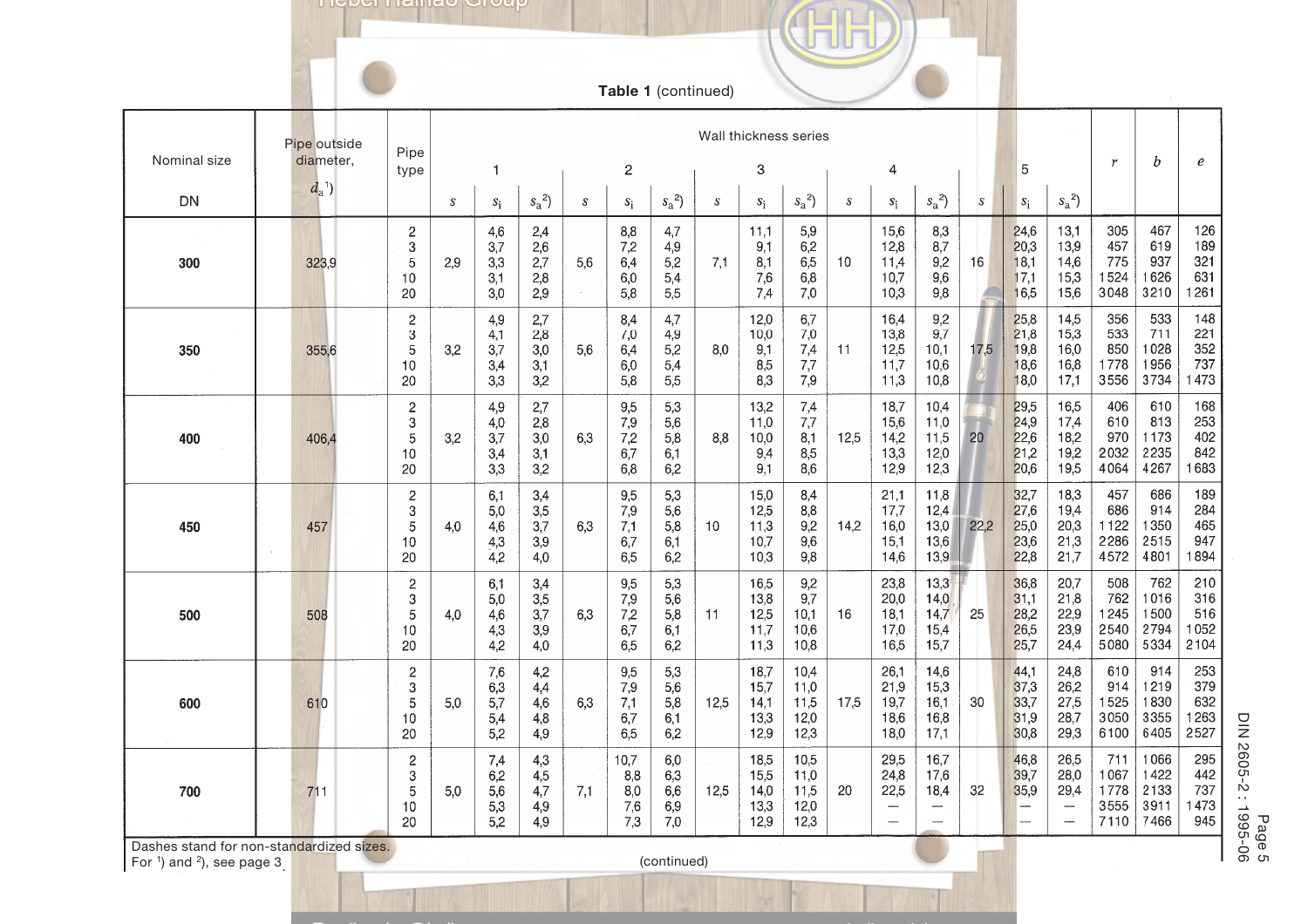**Table 1** (continued)

| Nominal size DN | Pipe outside diameter, $d_a$[1]) | Pipe type | Wall thickness series | | | | | | | | | | | | | | | $r$ | $b$ | $e$ |
|---|---|---|---|---|---|---|---|---|---|---|---|---|---|---|---|---|---|---|---|---|
| | | | 1 | | | 2 | | | 3 | | | 4 | | | 5 | | | | | |
| | | | $s$ | $s_i$ | $s_a$[2]) | $s$ | $s_i$ | $s_a$[2]) | $s$ | $s_i$ | $s_a$[2]) | $s$ | $s_i$ | $s_a$[2]) | $s$ | $s_i$ | $s_a$[2]) | | | |
| **300** | 323,9 | 2 | 2,9 | 4,6 | 2,4 | 5,6 | 8,8 | 4,7 | 7,1 | 11,1 | 5,9 | 10 | 15,6 | 8,3 | 16 | 24,6 | 13,1 | 305 | 467 | 126 |
| | | 3 | | 3,7 | 2,6 | | 7,2 | 4,9 | | 9,1 | 6,2 | | 12,8 | 8,7 | | 20,3 | 13,9 | 457 | 619 | 189 |
| | | 5 | | 3,3 | 2,7 | | 6,4 | 5,2 | | 8,1 | 6,5 | | 11,4 | 9,2 | | 18,1 | 14,6 | 775 | 937 | 321 |
| | | 10 | | 3,1 | 2,8 | | 6,0 | 5,4 | | 7,6 | 6,8 | | 10,7 | 9,6 | | 17,1 | 15,3 | 1524 | 1626 | 631 |
| | | 20 | | 3,0 | 2,9 | | 5,8 | 5,5 | | 7,4 | 7,0 | | 10,3 | 9,8 | | 16,5 | 15,6 | 3048 | 3210 | 1261 |
| **350** | 355,6 | 2 | 3,2 | 4,9 | 2,7 | 5,6 | 8,4 | 4,7 | 8,0 | 12,0 | 6,7 | 11 | 16,4 | 9,2 | 17,5 | 25,8 | 14,5 | 356 | 533 | 148 |
| | | 3 | | 4,1 | 2,8 | | 7,0 | 4,9 | | 10,0 | 7,0 | | 13,8 | 9,7 | | 21,8 | 15,3 | 533 | 711 | 221 |
| | | 5 | | 3,7 | 3,0 | | 6,4 | 5,2 | | 9,1 | 7,4 | | 12,5 | 10,1 | | 19,8 | 16,0 | 850 | 1028 | 352 |
| | | 10 | | 3,4 | 3,1 | | 6,0 | 5,4 | | 8,5 | 7,7 | | 11,7 | 10,6 | | 18,6 | 16,8 | 1778 | 1956 | 737 |
| | | 20 | | 3,3 | 3,2 | | 5,8 | 5,5 | | 8,3 | 7,9 | | 11,3 | 10,8 | | 18,0 | 17,1 | 3556 | 3734 | 1473 |
| **400** | 406,4 | 2 | 3,2 | 4,9 | 2,7 | 6,3 | 9,5 | 5,3 | 8,8 | 13,2 | 7,4 | 12,5 | 18,7 | 10,4 | 20 | 29,5 | 16,5 | 406 | 610 | 168 |
| | | 3 | | 4,0 | 2,8 | | 7,9 | 5,6 | | 11,0 | 7,7 | | 15,6 | 11,0 | | 24,9 | 17,4 | 610 | 813 | 253 |
| | | 5 | | 3,7 | 3,0 | | 7,2 | 5,8 | | 10,0 | 8,1 | | 14,2 | 11,5 | | 22,6 | 18,2 | 970 | 1173 | 402 |
| | | 10 | | 3,4 | 3,1 | | 6,7 | 6,1 | | 9,4 | 8,5 | | 13,3 | 12,0 | | 21,2 | 19,2 | 2032 | 2235 | 842 |
| | | 20 | | 3,3 | 3,2 | | 6,8 | 6,2 | | 9,1 | 8,6 | | 12,9 | 12,3 | | 20,6 | 19,5 | 4064 | 4267 | 1683 |
| **450** | 457 | 2 | 4,0 | 6,1 | 3,4 | 6,3 | 9,5 | 5,3 | 10 | 15,0 | 8,4 | 14,2 | 21,1 | 11,8 | 22,2 | 32,7 | 18,3 | 457 | 686 | 189 |
| | | 3 | | 5,0 | 3,5 | | 7,9 | 5,6 | | 12,5 | 8,8 | | 17,7 | 12,4 | | 27,6 | 19,4 | 686 | 914 | 284 |
| | | 5 | | 4,6 | 3,7 | | 7,1 | 5,8 | | 11,3 | 9,2 | | 16,0 | 13,0 | | 25,0 | 20,3 | 1122 | 1350 | 465 |
| | | 10 | | 4,3 | 3,9 | | 6,7 | 6,1 | | 10,7 | 9,6 | | 15,1 | 13,6 | | 23,6 | 21,3 | 2286 | 2515 | 947 |
| | | 20 | | 4,2 | 4,0 | | 6,5 | 6,2 | | 10,3 | 9,8 | | 14,6 | 13,9 | | 22,8 | 21,7 | 4572 | 4801 | 1894 |
| **500** | 508 | 2 | 4,0 | 6,1 | 3,4 | 6,3 | 9,5 | 5,3 | 11 | 16,5 | 9,2 | 16 | 23,8 | 13,3 | 25 | 36,8 | 20,7 | 508 | 762 | 210 |
| | | 3 | | 5,0 | 3,5 | | 7,9 | 5,6 | | 13,8 | 9,7 | | 20,0 | 14,0 | | 31,1 | 21,8 | 762 | 1016 | 316 |
| | | 5 | | 4,6 | 3,7 | | 7,2 | 5,8 | | 12,5 | 10,1 | | 18,1 | 14,7 | | 28,2 | 22,9 | 1245 | 1500 | 516 |
| | | 10 | | 4,3 | 3,9 | | 6,7 | 6,1 | | 11,7 | 10,6 | | 17,0 | 15,4 | | 26,5 | 23,9 | 2540 | 2794 | 1052 |
| | | 20 | | 4,2 | 4,0 | | 6,5 | 6,2 | | 11,3 | 10,8 | | 16,5 | 15,7 | | 25,7 | 24,4 | 5080 | 5334 | 2104 |
| **600** | 610 | 2 | 5,0 | 7,6 | 4,2 | 6,3 | 9,5 | 5,3 | 12,5 | 18,7 | 10,4 | 17,5 | 26,1 | 14,6 | 30 | 44,1 | 24,8 | 610 | 914 | 253 |
| | | 3 | | 6,3 | 4,4 | | 7,9 | 5,6 | | 15,7 | 11,0 | | 21,9 | 15,3 | | 37,3 | 26,2 | 914 | 1219 | 379 |
| | | 5 | | 5,7 | 4,6 | | 7,1 | 5,8 | | 14,1 | 11,5 | | 19,7 | 16,1 | | 33,7 | 27,5 | 1525 | 1830 | 632 |
| | | 10 | | 5,4 | 4,8 | | 6,7 | 6,1 | | 13,3 | 12,0 | | 18,6 | 16,8 | | 31,9 | 28,7 | 3050 | 3355 | 1263 |
| | | 20 | | 5,2 | 4,9 | | 6,5 | 6,2 | | 12,9 | 12,3 | | 18,0 | 17,1 | | 30,8 | 29,3 | 6100 | 6405 | 2527 |
| **700** | 711 | 2 | 5,0 | 7,4 | 4,3 | 7,1 | 10,7 | 6,0 | 12,5 | 18,5 | 10,5 | 20 | 29,5 | 16,7 | 32 | 46,8 | 26,5 | 711 | 1066 | 295 |
| | | 3 | | 6,2 | 4,5 | | 8,8 | 6,3 | | 15,5 | 11,0 | | 24,8 | 17,6 | | 39,7 | 28,0 | 1067 | 1422 | 442 |
| | | 5 | | 5,6 | 4,7 | | 8,0 | 6,6 | | 14,0 | 11,5 | | 22,5 | 18,4 | | 35,9 | 29,4 | 1778 | 2133 | 737 |
| | | 10 | | 5,3 | 4,9 | | 7,6 | 6,9 | | 13,3 | 12,0 | | — | — | | — | — | 3555 | 3911 | 1473 |
| | | 20 | | 5,2 | 4,9 | | 7,3 | 7,0 | | 12,9 | 12,3 | | — | — | | — | — | 7110 | 7466 | 945 |

Dashes stand for non-standardized sizes.
For [1]) and [2]), see page 3.

(continued)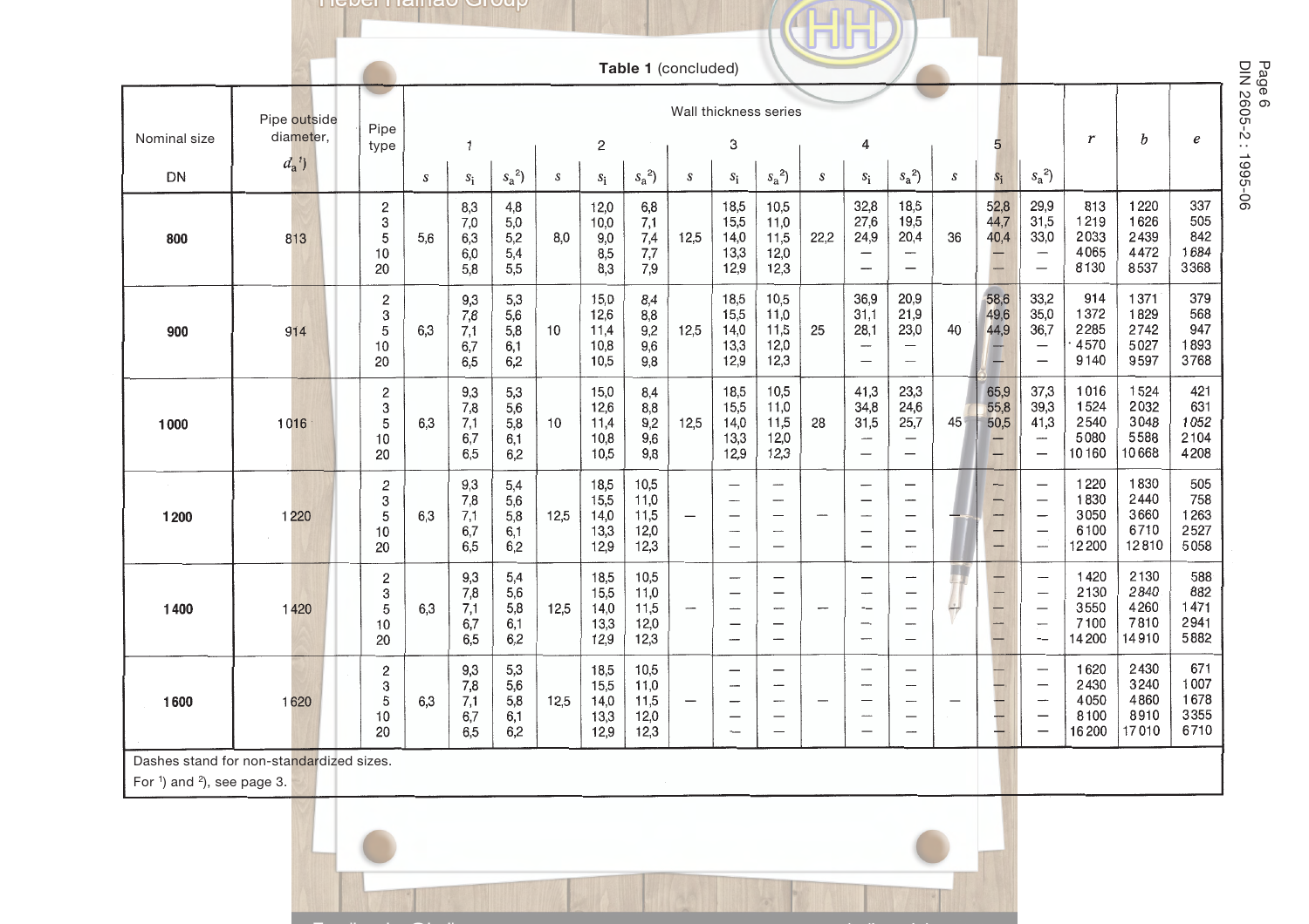**Table 1** (concluded)

| Nominal size DN | Pipe outside diameter, $d_a$ [1] | Pipe type | Wall thickness series 1 $s$ | $s_i$ | $s_a$ [2] | 2 $s$ | $s_i$ | $s_a$ [2] | 3 $s$ | $s_i$ | $s_a$ [2] | 4 $s$ | $s_i$ | $s_a$ [2] | 5 $s$ | $s_i$ | $s_a$ [2] | $r$ | $b$ | $e$ |
|---|---|---|---|---|---|---|---|---|---|---|---|---|---|---|---|---|---|---|---|---|
| **800** | 813 | 2<br>3<br>5<br>10<br>20 | 5,6 | 8,3<br>7,0<br>6,3<br>6,0<br>5,8 | 4,8<br>5,0<br>5,2<br>5,4<br>5,5 | 8,0 | 12,0<br>10,0<br>9,0<br>8,5<br>8,3 | 6,8<br>7,1<br>7,4<br>7,7<br>7,9 | 12,5 | 18,5<br>15,5<br>14,0<br>13,3<br>12,9 | 10,5<br>11,0<br>11,5<br>12,0<br>12,3 | 22,2 | 32,8<br>27,6<br>24,9<br>—<br>— | 18,5<br>19,5<br>20,4<br>—<br>— | 36 | 52,8<br>44,7<br>40,4<br>—<br>— | 29,9<br>31,5<br>33,0<br>—<br>— | 813<br>1219<br>2033<br>4065<br>8130 | 1220<br>1626<br>2439<br>4472<br>8537 | 337<br>505<br>842<br>1684<br>3368 |
| **900** | 914 | 2<br>3<br>5<br>10<br>20 | 6,3 | 9,3<br>7,8<br>7,1<br>6,7<br>6,5 | 5,3<br>5,6<br>5,8<br>6,1<br>6,2 | 10 | 15,0<br>12,6<br>11,4<br>10,8<br>10,5 | 8,4<br>8,8<br>9,2<br>9,6<br>9,8 | 12,5 | 18,5<br>15,5<br>14,0<br>13,3<br>12,9 | 10,5<br>11,0<br>11,5<br>12,0<br>12,3 | 25 | 36,9<br>31,1<br>28,1<br>—<br>— | 20,9<br>21,9<br>23,0<br>—<br>— | 40 | 58,6<br>49,6<br>44,9<br>—<br>— | 33,2<br>35,0<br>36,7<br>—<br>— | 914<br>1372<br>2285<br>4570<br>9140 | 1371<br>1829<br>2742<br>5027<br>9597 | 379<br>568<br>947<br>1893<br>3768 |
| **1000** | 1016 | 2<br>3<br>5<br>10<br>20 | 6,3 | 9,3<br>7,8<br>7,1<br>6,7<br>6,5 | 5,3<br>5,6<br>5,8<br>6,1<br>6,2 | 10 | 15,0<br>12,6<br>11,4<br>10,8<br>10,5 | 8,4<br>8,8<br>9,2<br>9,6<br>9,8 | 12,5 | 18,5<br>15,5<br>14,0<br>13,3<br>12,9 | 10,5<br>11,0<br>11,5<br>12,0<br>12,3 | 28 | 41,3<br>34,8<br>31,5<br>—<br>— | 23,3<br>24,6<br>25,7<br>—<br>— | 45 | 65,9<br>55,8<br>50,5<br>—<br>— | 37,3<br>39,3<br>41,3<br>—<br>— | 1016<br>1524<br>2540<br>5080<br>10160 | 1524<br>2032<br>3048<br>5588<br>10668 | 421<br>631<br>1052<br>2104<br>4208 |
| **1200** | 1220 | 2<br>3<br>5<br>10<br>20 | 6,3 | 9,3<br>7,8<br>7,1<br>6,7<br>6,5 | 5,4<br>5,6<br>5,8<br>6,1<br>6,2 | 12,5 | 18,5<br>15,5<br>14,0<br>13,3<br>12,9 | 10,5<br>11,0<br>11,5<br>12,0<br>12,3 | — | —<br>—<br>—<br>—<br>— | —<br>—<br>—<br>—<br>— | — | —<br>—<br>—<br>—<br>— | —<br>—<br>—<br>—<br>— | — | —<br>—<br>—<br>—<br>— | —<br>—<br>—<br>—<br>— | 1220<br>1830<br>3050<br>6100<br>12200 | 1830<br>2440<br>3660<br>6710<br>12810 | 505<br>758<br>1263<br>2527<br>5058 |
| **1400** | 1420 | 2<br>3<br>5<br>10<br>20 | 6,3 | 9,3<br>7,8<br>7,1<br>6,7<br>6,5 | 5,4<br>5,6<br>5,8<br>6,1<br>6,2 | 12,5 | 18,5<br>15,5<br>14,0<br>13,3<br>12,9 | 10,5<br>11,0<br>11,5<br>12,0<br>12,3 | — | —<br>—<br>—<br>—<br>— | —<br>—<br>—<br>—<br>— | — | —<br>—<br>—<br>—<br>— | —<br>—<br>—<br>—<br>— | — | —<br>—<br>—<br>—<br>— | —<br>—<br>—<br>—<br>— | 1420<br>2130<br>3550<br>7100<br>14200 | 2130<br>2840<br>4260<br>7810<br>14910 | 588<br>882<br>1471<br>2941<br>5882 |
| **1600** | 1620 | 2<br>3<br>5<br>10<br>20 | 6,3 | 9,3<br>7,8<br>7,1<br>6,7<br>6,5 | 5,3<br>5,6<br>5,8<br>6,1<br>6,2 | 12,5 | 18,5<br>15,5<br>14,0<br>13,3<br>12,9 | 10,5<br>11,0<br>11,5<br>12,0<br>12,3 | — | —<br>—<br>—<br>—<br>— | —<br>—<br>—<br>—<br>— | — | —<br>—<br>—<br>—<br>— | —<br>—<br>—<br>—<br>— | — | —<br>—<br>—<br>—<br>— | —<br>—<br>—<br>—<br>— | 1620<br>2430<br>4050<br>8100<br>16200 | 2430<br>3240<br>4860<br>8910<br>17010 | 671<br>1007<br>1678<br>3355<br>6710 |

Dashes stand for non-standardized sizes.

For [1] and [2], see page 3.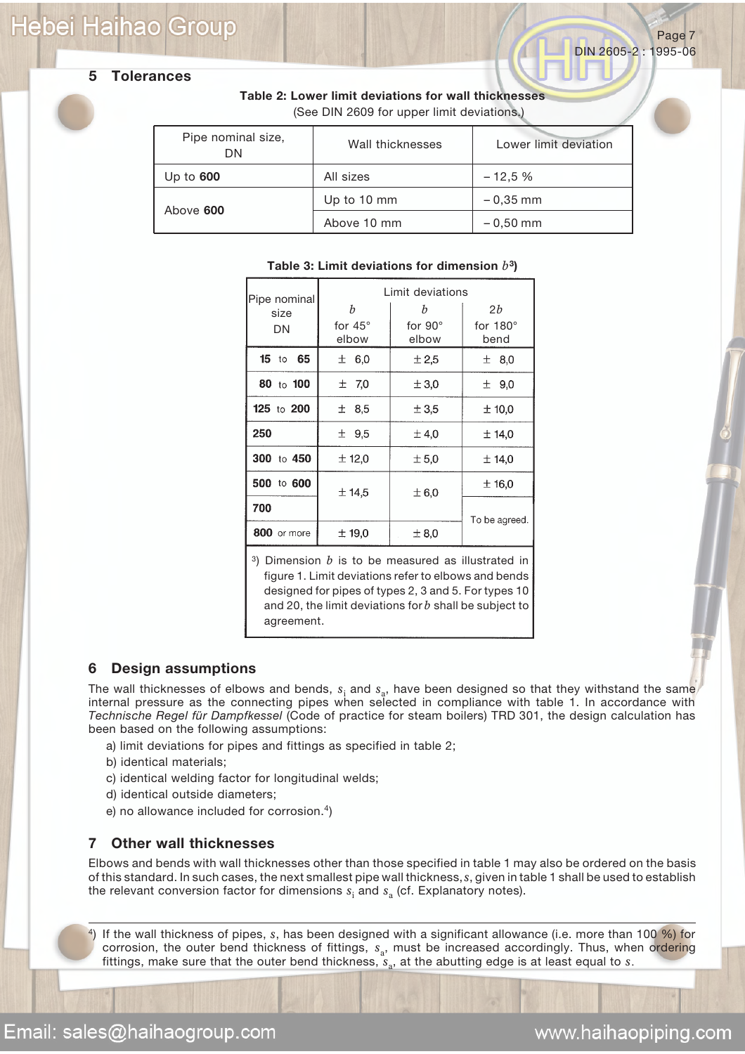## 5 Tolerances

**Table 2: Lower limit deviations for wall thicknesses**
(See DIN 2609 for upper limit deviations.)

| Pipe nominal size, DN | Wall thicknesses | Lower limit deviation |
|---|---|---|
| Up to **600** | All sizes | – 12,5 % |
| Above **600** | Up to 10 mm | – 0,35 mm |
| | Above 10 mm | – 0,50 mm |

**Table 3: Limit deviations for dimension $b$[3])**

| Pipe nominal size DN | Limit deviations $b$ for 45° elbow | $b$ for 90° elbow | $2b$ for 180° bend |
|---|---|---|---|
| **15** to **65** | ± 6,0 | ± 2,5 | ± 8,0 |
| **80** to **100** | ± 7,0 | ± 3,0 | ± 9,0 |
| **125** to **200** | ± 8,5 | ± 3,5 | ± 10,0 |
| **250** | ± 9,5 | ± 4,0 | ± 14,0 |
| **300** to **450** | ± 12,0 | ± 5,0 | ± 14,0 |
| **500** to **600** | ± 14,5 | ± 6,0 | ± 16,0 |
| **700** | ± 14,5 | ± 6,0 | To be agreed. |
| **800** or more | ± 19,0 | ± 8,0 | To be agreed. |

[3]) Dimension $b$ is to be measured as illustrated in figure 1. Limit deviations refer to elbows and bends designed for pipes of types 2, 3 and 5. For types 10 and 20, the limit deviations for $b$ shall be subject to agreement.

## 6 Design assumptions

The wall thicknesses of elbows and bends, $s_i$ and $s_a$, have been designed so that they withstand the same internal pressure as the connecting pipes when selected in compliance with table 1. In accordance with *Technische Regel für Dampfkessel* (Code of practice for steam boilers) TRD 301, the design calculation has been based on the following assumptions:

a) limit deviations for pipes and fittings as specified in table 2;
b) identical materials;
c) identical welding factor for longitudinal welds;
d) identical outside diameters;
e) no allowance included for corrosion.[4])

## 7 Other wall thicknesses

Elbows and bends with wall thicknesses other than those specified in table 1 may also be ordered on the basis of this standard. In such cases, the next smallest pipe wall thickness, $s$, given in table 1 shall be used to establish the relevant conversion factor for dimensions $s_i$ and $s_a$ (cf. Explanatory notes).

[4]) If the wall thickness of pipes, $s$, has been designed with a significant allowance (i.e. more than 100 %) for corrosion, the outer bend thickness of fittings, $s_a$, must be increased accordingly. Thus, when ordering fittings, make sure that the outer bend thickness, $s_a$, at the abutting edge is at least equal to $s$.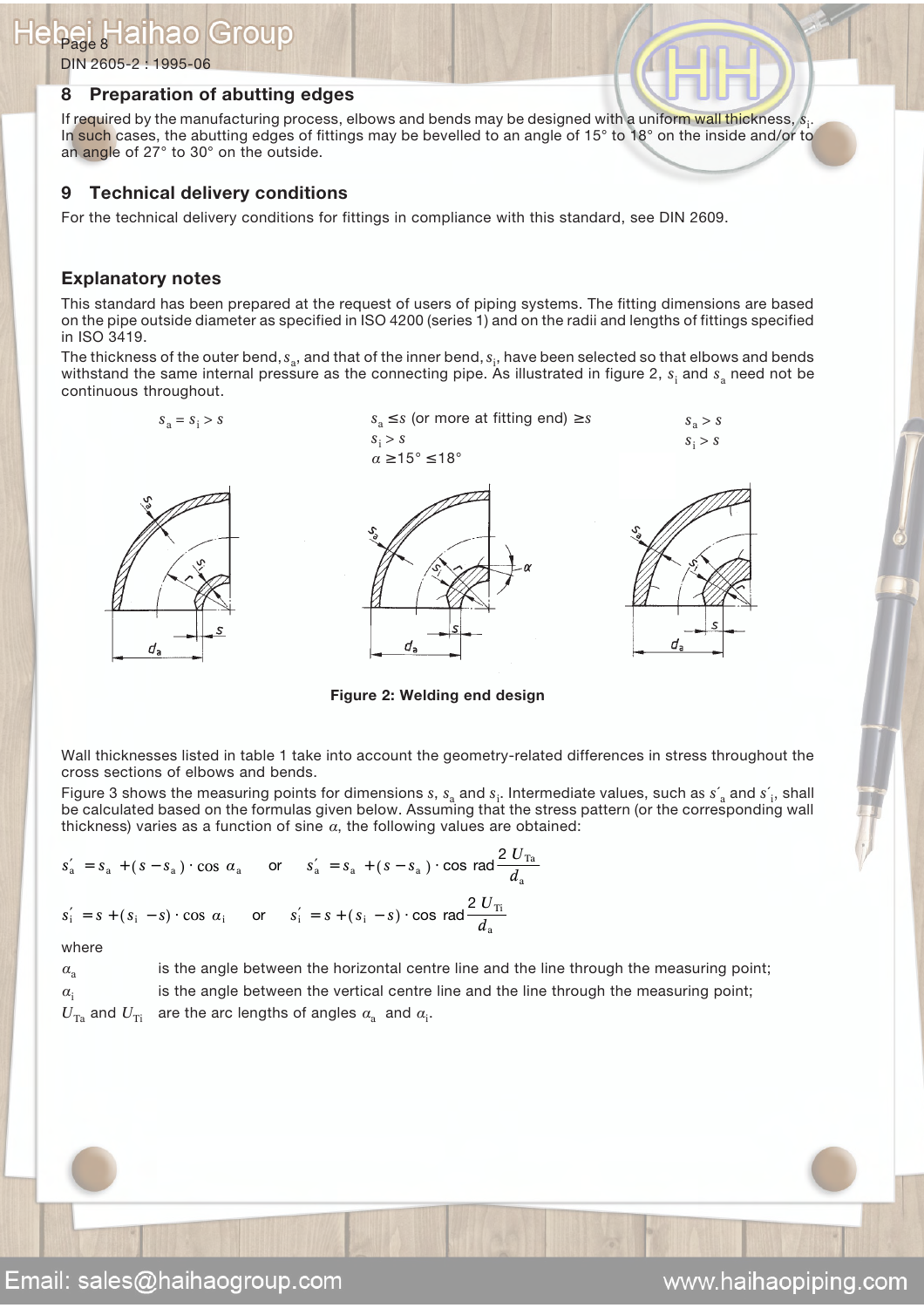## 8 Preparation of abutting edges

If required by the manufacturing process, elbows and bends may be designed with a uniform wall thickness, $s_i$. In such cases, the abutting edges of fittings may be bevelled to an angle of 15° to 18° on the inside and/or to an angle of 27° to 30° on the outside.

## 9 Technical delivery conditions

For the technical delivery conditions for fittings in compliance with this standard, see DIN 2609.

## Explanatory notes

This standard has been prepared at the request of users of piping systems. The fitting dimensions are based on the pipe outside diameter as specified in ISO 4200 (series 1) and on the radii and lengths of fittings specified in ISO 3419.

The thickness of the outer bend, $s_a$, and that of the inner bend, $s_i$, have been selected so that elbows and bends withstand the same internal pressure as the connecting pipe. As illustrated in figure 2, $s_i$ and $s_a$ need not be continuous throughout.

$s_a = s_i > s$ | $s_a \leq s$ (or more at fitting end) $\geq s$, $s_i > s$, $\alpha \geq 15° \leq 18°$ | $s_a > s$, $s_i > s$

**Figure 2: Welding end design**

Wall thicknesses listed in table 1 take into account the geometry-related differences in stress throughout the cross sections of elbows and bends.

Figure 3 shows the measuring points for dimensions $s$, $s_a$ and $s_i$. Intermediate values, such as $s'_a$ and $s'_i$, shall be calculated based on the formulas given below. Assuming that the stress pattern (or the corresponding wall thickness) varies as a function of sine $\alpha$, the following values are obtained:

$$s'_a = s_a + (s - s_a) \cdot \cos \alpha_a \quad \text{or} \quad s'_a = s_a + (s - s_a) \cdot \cos \text{rad} \frac{2\,U_{Ta}}{d_a}$$

$$s'_i = s + (s_i - s) \cdot \cos \alpha_i \quad \text{or} \quad s'_i = s + (s_i - s) \cdot \cos \text{rad} \frac{2\,U_{Ti}}{d_a}$$

where

- $\alpha_a$ is the angle between the horizontal centre line and the line through the measuring point;
- $\alpha_i$ is the angle between the vertical centre line and the line through the measuring point;
- $U_{Ta}$ and $U_{Ti}$ are the arc lengths of angles $\alpha_a$ and $\alpha_i$.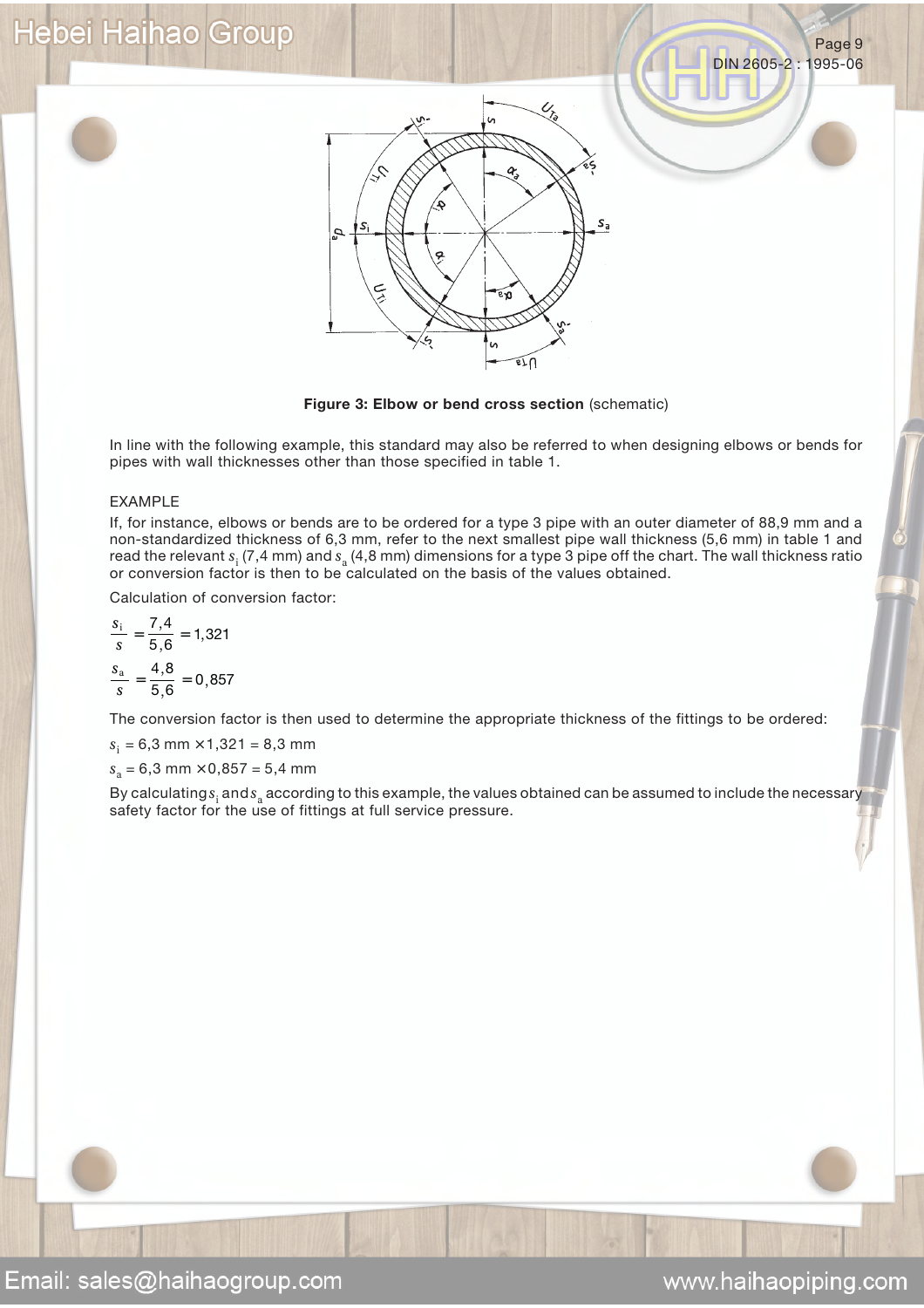Figure 3: **Elbow or bend cross section** (schematic)

In line with the following example, this standard may also be referred to when designing elbows or bends for pipes with wall thicknesses other than those specified in table 1.

EXAMPLE

If, for instance, elbows or bends are to be ordered for a type 3 pipe with an outer diameter of 88,9 mm and a non-standardized thickness of 6,3 mm, refer to the next smallest pipe wall thickness (5,6 mm) in table 1 and read the relevant $s_i$ (7,4 mm) and $s_a$ (4,8 mm) dimensions for a type 3 pipe off the chart. The wall thickness ratio or conversion factor is then to be calculated on the basis of the values obtained.

Calculation of conversion factor:

$$\frac{s_i}{s} = \frac{7{,}4}{5{,}6} = 1{,}321$$

$$\frac{s_a}{s} = \frac{4{,}8}{5{,}6} = 0{,}857$$

The conversion factor is then used to determine the appropriate thickness of the fittings to be ordered:

$s_i$ = 6,3 mm × 1,321 = 8,3 mm

$s_a$ = 6,3 mm × 0,857 = 5,4 mm

By calculating $s_i$ and $s_a$ according to this example, the values obtained can be assumed to include the necessary safety factor for the use of fittings at full service pressure.